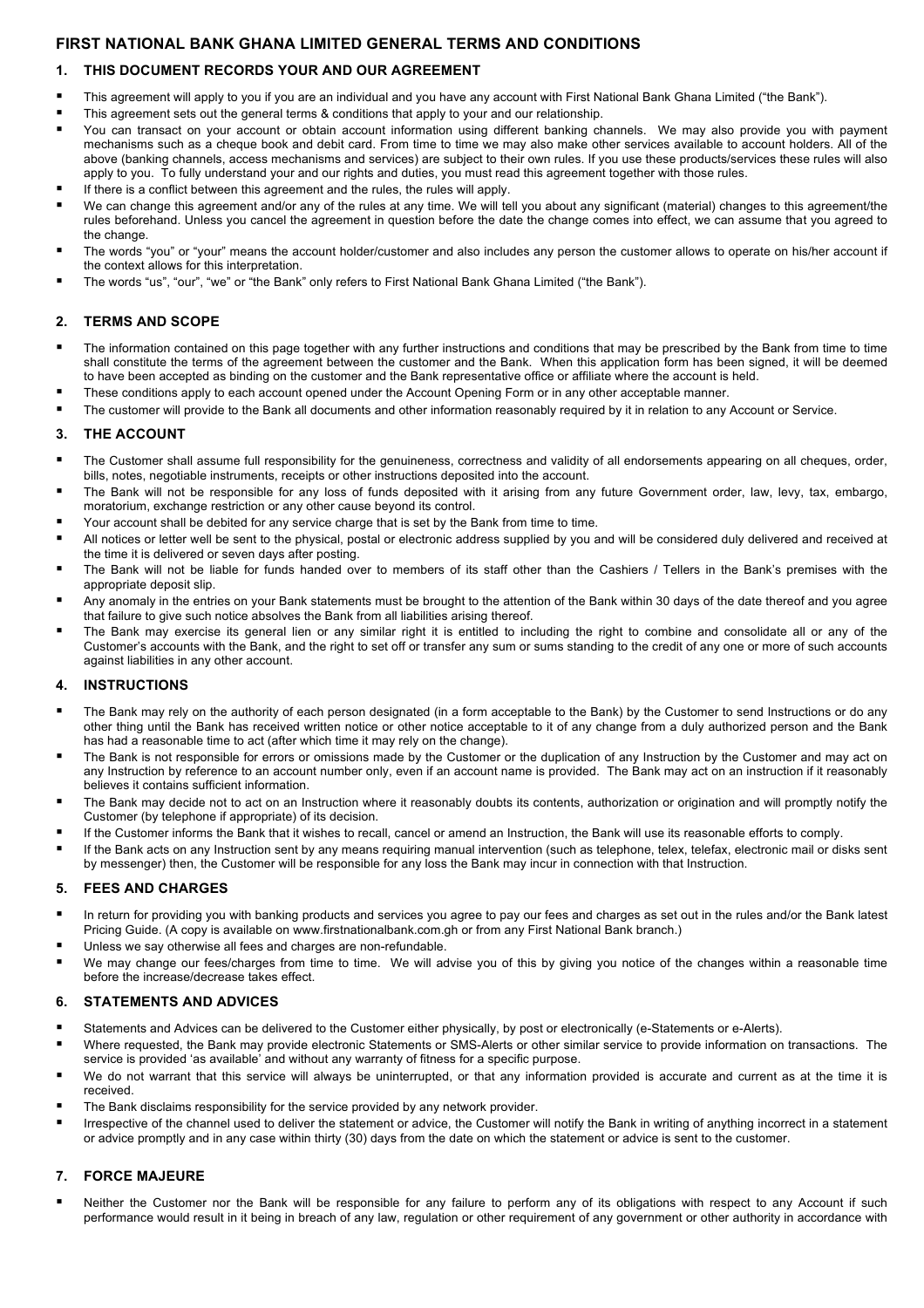# FIRST NATIONAL BANK GHANA LIMITED GENERAL TERMS AND CONDITIONS

## 1. THIS DOCUMENT RECORDS YOUR AND OUR AGREEMENT

- This agreement will apply to you if you are an individual and you have any account with First National Bank Ghana Limited ("the Bank").
- This agreement sets out the general terms & conditions that apply to your and our relationship.
- You can transact on your account or obtain account information using different banking channels. We may also provide you with payment mechanisms such as a cheque book and debit card. From time to time we may also make other services available to account holders. All of the above (banking channels, access mechanisms and services) are subject to their own rules. If you use these products/services these rules will also apply to you. To fully understand your and our rights and duties, you must read this agreement together with those rules.
- If there is a conflict between this agreement and the rules, the rules will apply.
- We can change this agreement and/or any of the rules at any time. We will tell you about any significant (material) changes to this agreement/the rules beforehand. Unless you cancel the agreement in question before the date the change comes into effect, we can assume that you agreed to the change.
- The words "you" or "your" means the account holder/customer and also includes any person the customer allows to operate on his/her account if the context allows for this interpretation.
- The words "us", "our", "we" or "the Bank" only refers to First National Bank Ghana Limited ("the Bank").

## 2. TERMS AND SCOPE

- The information contained on this page together with any further instructions and conditions that may be prescribed by the Bank from time to time shall constitute the terms of the agreement between the customer and the Bank. When this application form has been signed, it will be deemed to have been accepted as binding on the customer and the Bank representative office or affiliate where the account is held.
- These conditions apply to each account opened under the Account Opening Form or in any other acceptable manner.
- The customer will provide to the Bank all documents and other information reasonably required by it in relation to any Account or Service.

## 3. THE ACCOUNT

- The Customer shall assume full responsibility for the genuineness, correctness and validity of all endorsements appearing on all cheques, order, bills, notes, negotiable instruments, receipts or other instructions deposited into the account.
- The Bank will not be responsible for any loss of funds deposited with it arising from any future Government order, law, levy, tax, embargo, moratorium, exchange restriction or any other cause beyond its control.
- Your account shall be debited for any service charge that is set by the Bank from time to time.
- All notices or letter well be sent to the physical, postal or electronic address supplied by you and will be considered duly delivered and received at the time it is delivered or seven days after posting.
- The Bank will not be liable for funds handed over to members of its staff other than the Cashiers / Tellers in the Bank's premises with the appropriate deposit slip.
- Any anomaly in the entries on your Bank statements must be brought to the attention of the Bank within 30 days of the date thereof and you agree that failure to give such notice absolves the Bank from all liabilities arising thereof.
- The Bank may exercise its general lien or any similar right it is entitled to including the right to combine and consolidate all or any of the Customer's accounts with the Bank, and the right to set off or transfer any sum or sums standing to the credit of any one or more of such accounts against liabilities in any other account.

## 4. INSTRUCTIONS

- The Bank may rely on the authority of each person designated (in a form acceptable to the Bank) by the Customer to send Instructions or do any other thing until the Bank has received written notice or other notice acceptable to it of any change from a duly authorized person and the Bank has had a reasonable time to act (after which time it may rely on the change).
- The Bank is not responsible for errors or omissions made by the Customer or the duplication of any Instruction by the Customer and may act on any Instruction by reference to an account number only, even if an account name is provided. The Bank may act on an instruction if it reasonably believes it contains sufficient information.
- The Bank may decide not to act on an Instruction where it reasonably doubts its contents, authorization or origination and will promptly notify the Customer (by telephone if appropriate) of its decision.
- If the Customer informs the Bank that it wishes to recall, cancel or amend an Instruction, the Bank will use its reasonable efforts to comply.
- If the Bank acts on any Instruction sent by any means requiring manual intervention (such as telephone, telex, telefax, electronic mail or disks sent by messenger) then, the Customer will be responsible for any loss the Bank may incur in connection with that Instruction.

## 5. FEES AND CHARGES

- In return for providing you with banking products and services you agree to pay our fees and charges as set out in the rules and/or the Bank latest Pricing Guide. (A copy is available on www.firstnationalbank.com.gh or from any First National Bank branch.)
- Unless we say otherwise all fees and charges are non-refundable.
- We may change our fees/charges from time to time. We will advise you of this by giving you notice of the changes within a reasonable time before the increase/decrease takes effect.

## 6. STATEMENTS AND ADVICES

- Statements and Advices can be delivered to the Customer either physically, by post or electronically (e-Statements or e-Alerts).
- Where requested, the Bank may provide electronic Statements or SMS-Alerts or other similar service to provide information on transactions. The service is provided 'as available' and without any warranty of fitness for a specific purpose.
- We do not warrant that this service will always be uninterrupted, or that any information provided is accurate and current as at the time it is received.
- The Bank disclaims responsibility for the service provided by any network provider.
- Irrespective of the channel used to deliver the statement or advice, the Customer will notify the Bank in writing of anything incorrect in a statement or advice promptly and in any case within thirty (30) days from the date on which the statement or advice is sent to the customer.

## 7. FORCE MAJEURE

- Neither the Customer nor the Bank will be responsible for any failure to perform any of its obligations with respect to any Account if such performance would result in it being in breach of any law, regulation or other requirement of any government or other authority in accordance with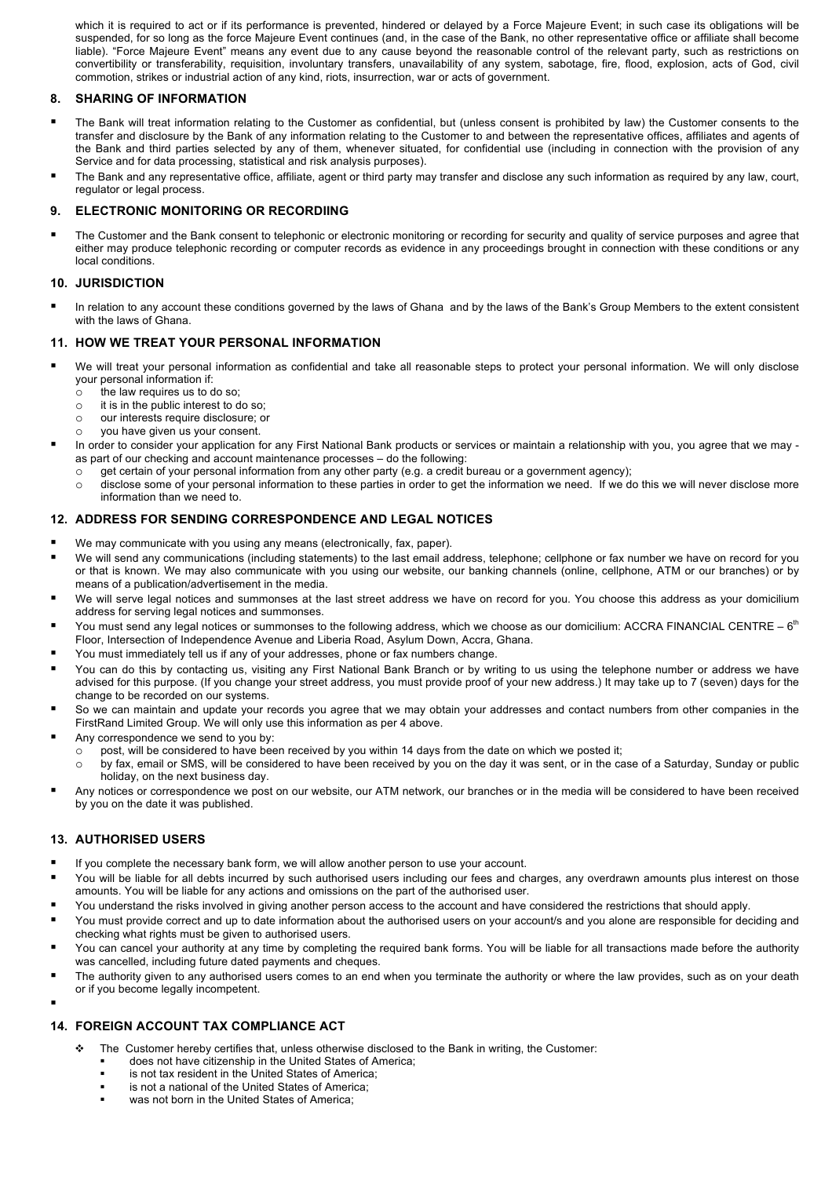which it is required to act or if its performance is prevented, hindered or delayed by a Force Majeure Event; in such case its obligations will be suspended, for so long as the force Majeure Event continues (and, in the case of the Bank, no other representative office or affiliate shall become liable). "Force Majeure Event" means any event due to any cause beyond the reasonable control of the relevant party, such as restrictions on convertibility or transferability, requisition, involuntary transfers, unavailability of any system, sabotage, fire, flood, explosion, acts of God, civil commotion, strikes or industrial action of any kind, riots, insurrection, war or acts of government.

## 8. SHARING OF INFORMATION

- The Bank will treat information relating to the Customer as confidential, but (unless consent is prohibited by law) the Customer consents to the transfer and disclosure by the Bank of any information relating to the Customer to and between the representative offices, affiliates and agents of the Bank and third parties selected by any of them, whenever situated, for confidential use (including in connection with the provision of any Service and for data processing, statistical and risk analysis purposes).
- The Bank and any representative office, affiliate, agent or third party may transfer and disclose any such information as required by any law, court, regulator or legal process.

## 9. ELECTRONIC MONITORING OR RECORDIING

- The Customer and the Bank consent to telephonic or electronic monitoring or recording for security and quality of service purposes and agree that either may produce telephonic recording or computer records as evidence in any proceedings brought in connection with these conditions or any local conditions.

## 10. JURISDICTION

- In relation to any account these conditions governed by the laws of Ghana and by the laws of the Bank's Group Members to the extent consistent with the laws of Ghana.

## 11. HOW WE TREAT YOUR PERSONAL INFORMATION

- We will treat your personal information as confidential and take all reasonable steps to protect your personal information. We will only disclose your personal information if:
  - the law requires us to do so;
  - it is in the public interest to do so;
  - our interests require disclosure; or
  - you have given us your consent.
- In order to consider your application for any First National Bank products or services or maintain a relationship with you, you agree that we may - as part of our checking and account maintenance processes – do the following:
  - get certain of your personal information from any other party (e.g. a credit bureau or a government agency);
  - disclose some of your personal information to these parties in order to get the information we need. If we do this we will never disclose more information than we need to.

## 12. ADDRESS FOR SENDING CORRESPONDENCE AND LEGAL NOTICES

- We may communicate with you using any means (electronically, fax, paper).
- We will send any communications (including statements) to the last email address, telephone; cellphone or fax number we have on record for you or that is known. We may also communicate with you using our website, our banking channels (online, cellphone, ATM or our branches) or by means of a publication/advertisement in the media.
- We will serve legal notices and summonses at the last street address we have on record for you. You choose this address as your domicilium address for serving legal notices and summonses.
- You must send any legal notices or summonses to the following address, which we choose as our domicilium: ACCRA FINANCIAL CENTRE – 6th Floor, Intersection of Independence Avenue and Liberia Road, Asylum Down, Accra, Ghana.
- You must immediately tell us if any of your addresses, phone or fax numbers change.
- You can do this by contacting us, visiting any First National Bank Branch or by writing to us using the telephone number or address we have advised for this purpose. (If you change your street address, you must provide proof of your new address.) It may take up to 7 (seven) days for the change to be recorded on our systems.
- So we can maintain and update your records you agree that we may obtain your addresses and contact numbers from other companies in the FirstRand Limited Group. We will only use this information as per 4 above.
- Any correspondence we send to you by:
  - post, will be considered to have been received by you within 14 days from the date on which we posted it;
  - by fax, email or SMS, will be considered to have been received by you on the day it was sent, or in the case of a Saturday, Sunday or public holiday, on the next business day.
- Any notices or correspondence we post on our website, our ATM network, our branches or in the media will be considered to have been received by you on the date it was published.

## 13. AUTHORISED USERS

- If you complete the necessary bank form, we will allow another person to use your account.
- You will be liable for all debts incurred by such authorised users including our fees and charges, any overdrawn amounts plus interest on those amounts. You will be liable for any actions and omissions on the part of the authorised user.
- You understand the risks involved in giving another person access to the account and have considered the restrictions that should apply.
- You must provide correct and up to date information about the authorised users on your account/s and you alone are responsible for deciding and checking what rights must be given to authorised users.
- You can cancel your authority at any time by completing the required bank forms. You will be liable for all transactions made before the authority was cancelled, including future dated payments and cheques.
- The authority given to any authorised users comes to an end when you terminate the authority or where the law provides, such as on your death or if you become legally incompetent.

## 14. FOREIGN ACCOUNT TAX COMPLIANCE ACT

- The Customer hereby certifies that, unless otherwise disclosed to the Bank in writing, the Customer:
  - does not have citizenship in the United States of America;
  - is not tax resident in the United States of America;
  - is not a national of the United States of America;
  - was not born in the United States of America;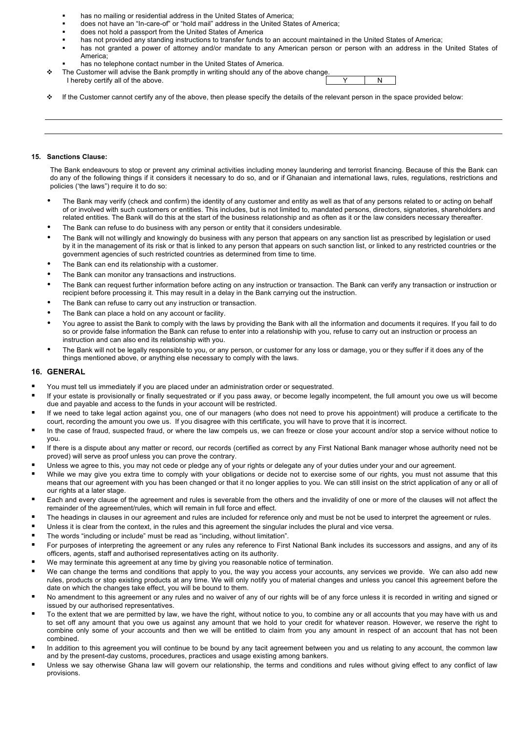- has no mailing or residential address in the United States of America;
- does not have an "In-care-of" or "hold mail" address in the United States of America;
- does not hold a passport from the United States of America
- has not provided any standing instructions to transfer funds to an account maintained in the United States of America;
- has not granted a power of attorney and/or mandate to any American person or person with an address in the United States of America;
- has no telephone contact number in the United States of America.

❖ The Customer will advise the Bank promptly in writing should any of the above change.
I hereby certify all of the above. Y N

❖ If the Customer cannot certify any of the above, then please specify the details of the relevant person in the space provided below:

---

---

### 15. Sanctions Clause:

The Bank endeavours to stop or prevent any criminal activities including money laundering and terrorist financing. Because of this the Bank can do any of the following things if it considers it necessary to do so, and or if Ghanaian and international laws, rules, regulations, restrictions and policies ('the laws") require it to do so:

- The Bank may verify (check and confirm) the identity of any customer and entity as well as that of any persons related to or acting on behalf of or involved with such customers or entities. This includes, but is not limited to, mandated persons, directors, signatories, shareholders and related entities. The Bank will do this at the start of the business relationship and as often as it or the law considers necessary thereafter.
- The Bank can refuse to do business with any person or entity that it considers undesirable.
- The Bank will not willingly and knowingly do business with any person that appears on any sanction list as prescribed by legislation or used by it in the management of its risk or that is linked to any person that appears on such sanction list, or linked to any restricted countries or the government agencies of such restricted countries as determined from time to time.
- The Bank can end its relationship with a customer.
- The Bank can monitor any transactions and instructions.
- The Bank can request further information before acting on any instruction or transaction. The Bank can verify any transaction or instruction or recipient before processing it. This may result in a delay in the Bank carrying out the instruction.
- The Bank can refuse to carry out any instruction or transaction.
- The Bank can place a hold on any account or facility.
- You agree to assist the Bank to comply with the laws by providing the Bank with all the information and documents it requires. If you fail to do so or provide false information the Bank can refuse to enter into a relationship with you, refuse to carry out an instruction or process an instruction and can also end its relationship with you.
- The Bank will not be legally responsible to you, or any person, or customer for any loss or damage, you or they suffer if it does any of the things mentioned above, or anything else necessary to comply with the laws.

### 16. GENERAL

- You must tell us immediately if you are placed under an administration order or sequestrated.
- If your estate is provisionally or finally sequestrated or if you pass away, or become legally incompetent, the full amount you owe us will become due and payable and access to the funds in your account will be restricted.
- If we need to take legal action against you, one of our managers (who does not need to prove his appointment) will produce a certificate to the court, recording the amount you owe us. If you disagree with this certificate, you will have to prove that it is incorrect.
- In the case of fraud, suspected fraud, or where the law compels us, we can freeze or close your account and/or stop a service without notice to you.
- If there is a dispute about any matter or record, our records (certified as correct by any First National Bank manager whose authority need not be proved) will serve as proof unless you can prove the contrary.
- Unless we agree to this, you may not cede or pledge any of your rights or delegate any of your duties under your and our agreement.
- While we may give you extra time to comply with your obligations or decide not to exercise some of our rights, you must not assume that this means that our agreement with you has been changed or that it no longer applies to you. We can still insist on the strict application of any or all of our rights at a later stage.
- Each and every clause of the agreement and rules is severable from the others and the invalidity of one or more of the clauses will not affect the remainder of the agreement/rules, which will remain in full force and effect.
- The headings in clauses in our agreement and rules are included for reference only and must be not be used to interpret the agreement or rules.
- Unless it is clear from the context, in the rules and this agreement the singular includes the plural and vice versa.
- The words "including or include" must be read as "including, without limitation".
- For purposes of interpreting the agreement or any rules any reference to First National Bank includes its successors and assigns, and any of its officers, agents, staff and authorised representatives acting on its authority.
- We may terminate this agreement at any time by giving you reasonable notice of termination.
- We can change the terms and conditions that apply to you, the way you access your accounts, any services we provide. We can also add new rules, products or stop existing products at any time. We will only notify you of material changes and unless you cancel this agreement before the date on which the changes take effect, you will be bound to them.
- No amendment to this agreement or any rules and no waiver of any of our rights will be of any force unless it is recorded in writing and signed or issued by our authorised representatives.
- To the extent that we are permitted by law, we have the right, without notice to you, to combine any or all accounts that you may have with us and to set off any amount that you owe us against any amount that we hold to your credit for whatever reason. However, we reserve the right to combine only some of your accounts and then we will be entitled to claim from you any amount in respect of an account that has not been combined.
- In addition to this agreement you will continue to be bound by any tacit agreement between you and us relating to any account, the common law and by the present-day customs, procedures, practices and usage existing among bankers.
- Unless we say otherwise Ghana law will govern our relationship, the terms and conditions and rules without giving effect to any conflict of law provisions.